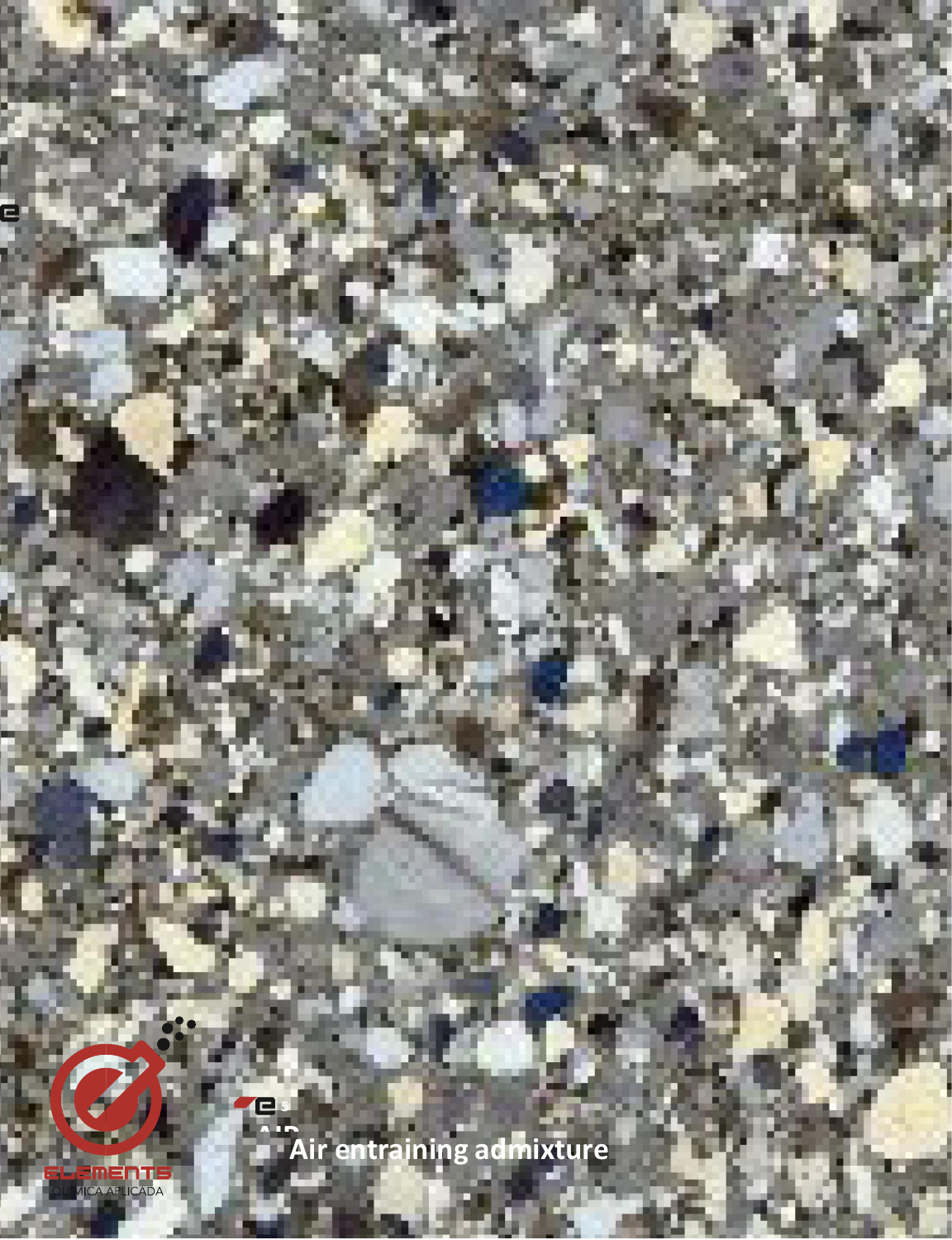ELEMENTS

QUIMICA APLICADA

AIR

Air entraining admixture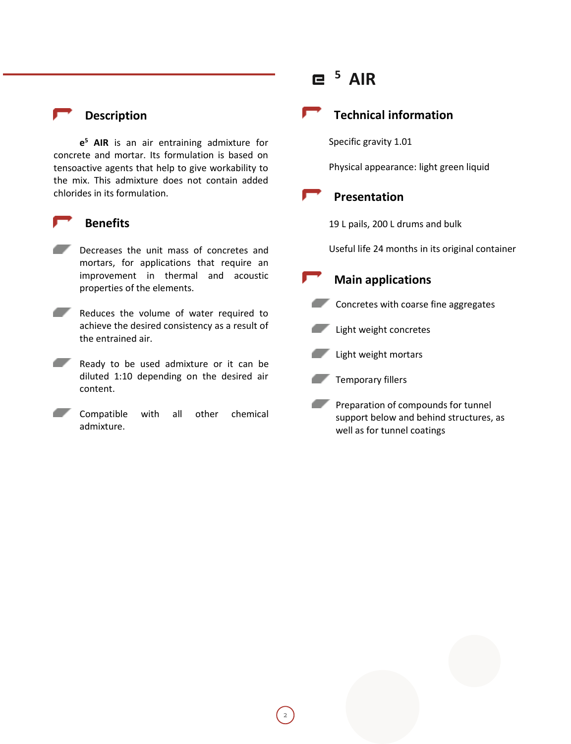# e 5 AIR

## Description

**e5 AIR** is an air entraining admixture for concrete and mortar. Its formulation is based on tensoactive agents that help to give workability to the mix. This admixture does not contain added chlorides in its formulation.

## Benefits

- Decreases the unit mass of concretes and mortars, for applications that require an improvement in thermal and acoustic properties of the elements.
- Reduces the volume of water required to achieve the desired consistency as a result of the entrained air.
- Ready to be used admixture or it can be diluted 1:10 depending on the desired air content.
- Compatible with all other chemical admixture.

## Technical information

Specific gravity 1.01

Physical appearance: light green liquid

## Presentation

19 L pails, 200 L drums and bulk

Useful life 24 months in its original container

## Main applications

- Concretes with coarse fine aggregates
- Light weight concretes
- Light weight mortars
- Temporary fillers
- Preparation of compounds for tunnel support below and behind structures, as well as for tunnel coatings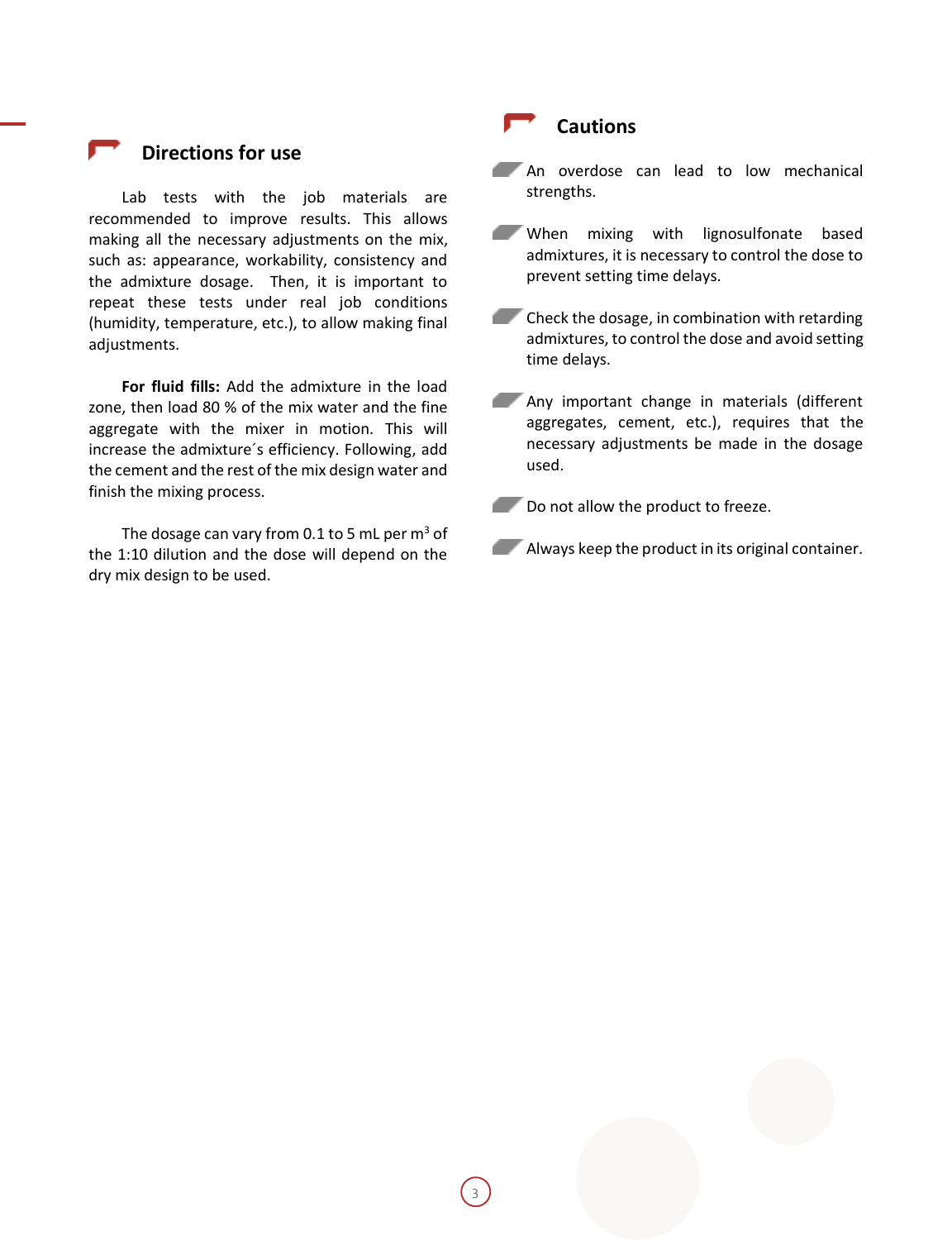## Directions for use

Lab tests with the job materials are recommended to improve results. This allows making all the necessary adjustments on the mix, such as: appearance, workability, consistency and the admixture dosage. Then, it is important to repeat these tests under real job conditions (humidity, temperature, etc.), to allow making final adjustments.

**For fluid fills:** Add the admixture in the load zone, then load 80 % of the mix water and the fine aggregate with the mixer in motion. This will increase the admixture´s efficiency. Following, add the cement and the rest of the mix design water and finish the mixing process.

The dosage can vary from 0.1 to 5 mL per $m^3$ of the 1:10 dilution and the dose will depend on the dry mix design to be used.

## Cautions

- An overdose can lead to low mechanical strengths.
- When mixing with lignosulfonate based admixtures, it is necessary to control the dose to prevent setting time delays.
- Check the dosage, in combination with retarding admixtures, to control the dose and avoid setting time delays.
- Any important change in materials (different aggregates, cement, etc.), requires that the necessary adjustments be made in the dosage used.
- Do not allow the product to freeze.
- Always keep the product in its original container.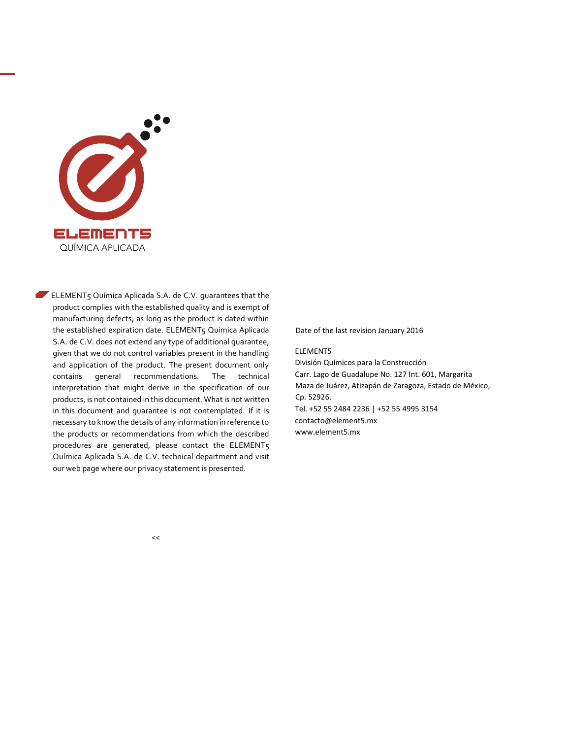ELEMENT5

QUÍMICA APLICADA

ELEMENT5 Química Aplicada S.A. de C.V. guarantees that the product complies with the established quality and is exempt of manufacturing defects, as long as the product is dated within the established expiration date. ELEMENT5 Química Aplicada S.A. de C.V. does not extend any type of additional guarantee, given that we do not control variables present in the handling and application of the product. The present document only contains general recommendations. The technical interpretation that might derive in the specification of our products, is not contained in this document. What is not written in this document and guarantee is not contemplated. If it is necessary to know the details of any information in reference to the products or recommendations from which the described procedures are generated, please contact the ELEMENT5 Química Aplicada S.A. de C.V. technical department and visit our web page where our privacy statement is presented.

Date of the last revision January 2016

ELEMENT5
División Químicos para la Construcción
Carr. Lago de Guadalupe No. 127 Int. 601, Margarita Maza de Juárez, Atizapán de Zaragoza, Estado de México, Cp. 52926.
Tel. +52 55 2484 2236 | +52 55 4995 3154
contacto@element5.mx
www.element5.mx

<<